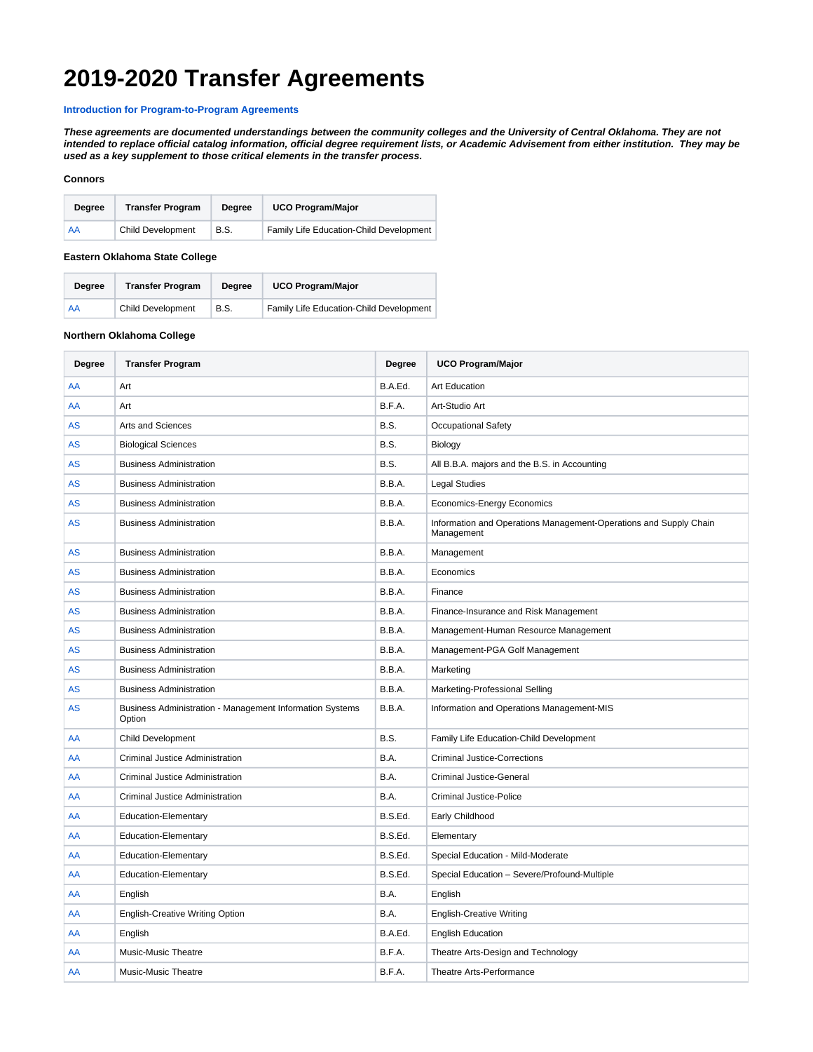# 2019-2020 Transfer Agreements

**Introduction for Program-to-Program Agreements**

***These agreements are documented understandings between the community colleges and the University of Central Oklahoma. They are not intended to replace official catalog information, official degree requirement lists, or Academic Advisement from either institution. They may be used as a key supplement to those critical elements in the transfer process.***

**Connors**

| Degree | Transfer Program | Degree | UCO Program/Major |
|---|---|---|---|
| AA | Child Development | B.S. | Family Life Education-Child Development |

**Eastern Oklahoma State College**

| Degree | Transfer Program | Degree | UCO Program/Major |
|---|---|---|---|
| AA | Child Development | B.S. | Family Life Education-Child Development |

**Northern Oklahoma College**

| Degree | Transfer Program | Degree | UCO Program/Major |
|---|---|---|---|
| AA | Art | B.A.Ed. | Art Education |
| AA | Art | B.F.A. | Art-Studio Art |
| AS | Arts and Sciences | B.S. | Occupational Safety |
| AS | Biological Sciences | B.S. | Biology |
| AS | Business Administration | B.S. | All B.B.A. majors and the B.S. in Accounting |
| AS | Business Administration | B.B.A. | Legal Studies |
| AS | Business Administration | B.B.A. | Economics-Energy Economics |
| AS | Business Administration | B.B.A. | Information and Operations Management-Operations and Supply Chain Management |
| AS | Business Administration | B.B.A. | Management |
| AS | Business Administration | B.B.A. | Economics |
| AS | Business Administration | B.B.A. | Finance |
| AS | Business Administration | B.B.A. | Finance-Insurance and Risk Management |
| AS | Business Administration | B.B.A. | Management-Human Resource Management |
| AS | Business Administration | B.B.A. | Management-PGA Golf Management |
| AS | Business Administration | B.B.A. | Marketing |
| AS | Business Administration | B.B.A. | Marketing-Professional Selling |
| AS | Business Administration - Management Information Systems Option | B.B.A. | Information and Operations Management-MIS |
| AA | Child Development | B.S. | Family Life Education-Child Development |
| AA | Criminal Justice Administration | B.A. | Criminal Justice-Corrections |
| AA | Criminal Justice Administration | B.A. | Criminal Justice-General |
| AA | Criminal Justice Administration | B.A. | Criminal Justice-Police |
| AA | Education-Elementary | B.S.Ed. | Early Childhood |
| AA | Education-Elementary | B.S.Ed. | Elementary |
| AA | Education-Elementary | B.S.Ed. | Special Education - Mild-Moderate |
| AA | Education-Elementary | B.S.Ed. | Special Education – Severe/Profound-Multiple |
| AA | English | B.A. | English |
| AA | English-Creative Writing Option | B.A. | English-Creative Writing |
| AA | English | B.A.Ed. | English Education |
| AA | Music-Music Theatre | B.F.A. | Theatre Arts-Design and Technology |
| AA | Music-Music Theatre | B.F.A. | Theatre Arts-Performance |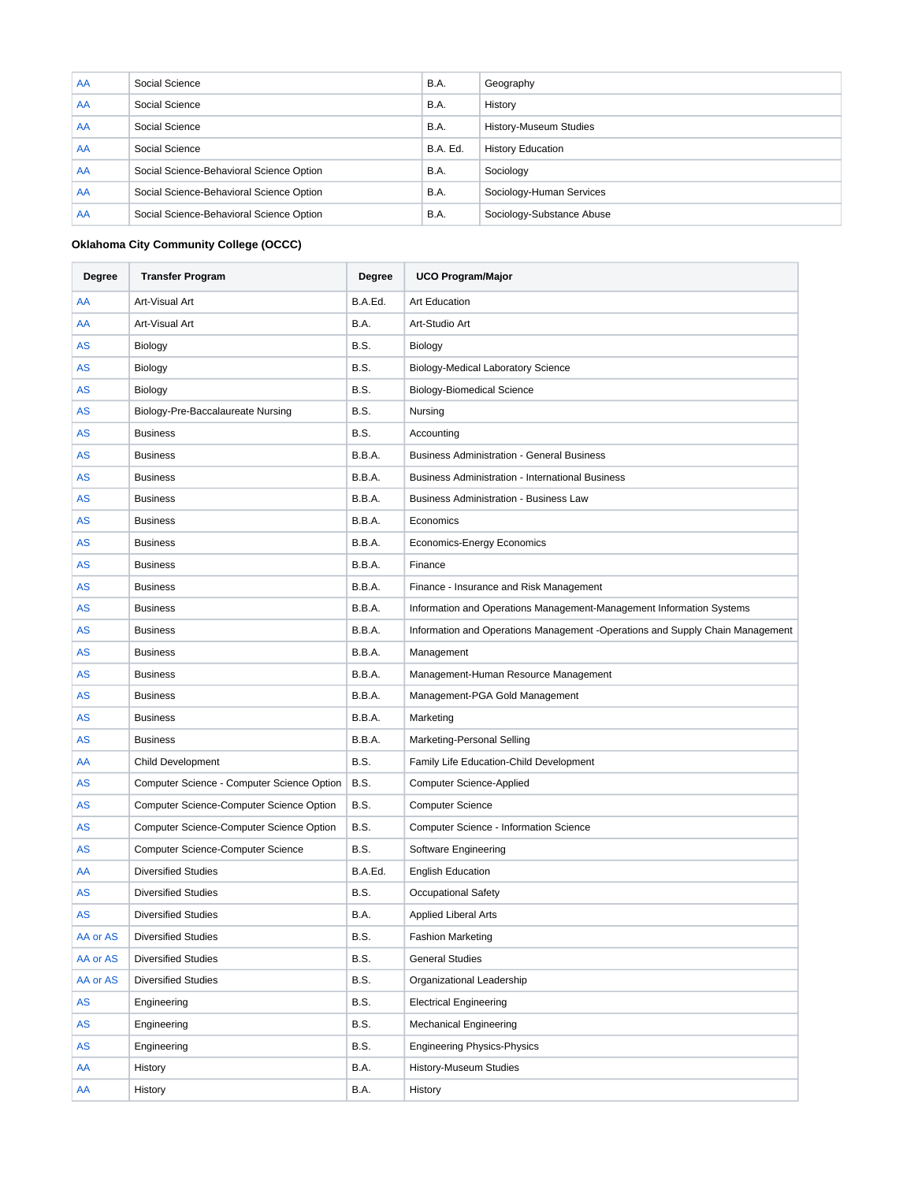| AA | Social Science | B.A. | Geography |
|---|---|---|---|
| AA | Social Science | B.A. | History |
| AA | Social Science | B.A. | History-Museum Studies |
| AA | Social Science | B.A. Ed. | History Education |
| AA | Social Science-Behavioral Science Option | B.A. | Sociology |
| AA | Social Science-Behavioral Science Option | B.A. | Sociology-Human Services |
| AA | Social Science-Behavioral Science Option | B.A. | Sociology-Substance Abuse |

**Oklahoma City Community College (OCCC)**

| Degree | Transfer Program | Degree | UCO Program/Major |
|---|---|---|---|
| AA | Art-Visual Art | B.A.Ed. | Art Education |
| AA | Art-Visual Art | B.A. | Art-Studio Art |
| AS | Biology | B.S. | Biology |
| AS | Biology | B.S. | Biology-Medical Laboratory Science |
| AS | Biology | B.S. | Biology-Biomedical Science |
| AS | Biology-Pre-Baccalaureate Nursing | B.S. | Nursing |
| AS | Business | B.S. | Accounting |
| AS | Business | B.B.A. | Business Administration - General Business |
| AS | Business | B.B.A. | Business Administration - International Business |
| AS | Business | B.B.A. | Business Administration - Business Law |
| AS | Business | B.B.A. | Economics |
| AS | Business | B.B.A. | Economics-Energy Economics |
| AS | Business | B.B.A. | Finance |
| AS | Business | B.B.A. | Finance - Insurance and Risk Management |
| AS | Business | B.B.A. | Information and Operations Management-Management Information Systems |
| AS | Business | B.B.A. | Information and Operations Management -Operations and Supply Chain Management |
| AS | Business | B.B.A. | Management |
| AS | Business | B.B.A. | Management-Human Resource Management |
| AS | Business | B.B.A. | Management-PGA Gold Management |
| AS | Business | B.B.A. | Marketing |
| AS | Business | B.B.A. | Marketing-Personal Selling |
| AA | Child Development | B.S. | Family Life Education-Child Development |
| AS | Computer Science - Computer Science Option | B.S. | Computer Science-Applied |
| AS | Computer Science-Computer Science Option | B.S. | Computer Science |
| AS | Computer Science-Computer Science Option | B.S. | Computer Science - Information Science |
| AS | Computer Science-Computer Science | B.S. | Software Engineering |
| AA | Diversified Studies | B.A.Ed. | English Education |
| AS | Diversified Studies | B.S. | Occupational Safety |
| AS | Diversified Studies | B.A. | Applied Liberal Arts |
| AA or AS | Diversified Studies | B.S. | Fashion Marketing |
| AA or AS | Diversified Studies | B.S. | General Studies |
| AA or AS | Diversified Studies | B.S. | Organizational Leadership |
| AS | Engineering | B.S. | Electrical Engineering |
| AS | Engineering | B.S. | Mechanical Engineering |
| AS | Engineering | B.S. | Engineering Physics-Physics |
| AA | History | B.A. | History-Museum Studies |
| AA | History | B.A. | History |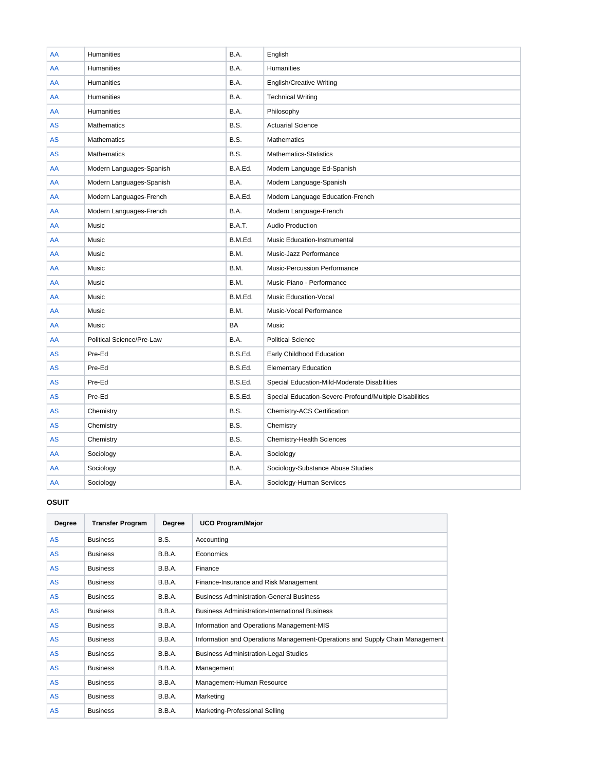| AA | Humanities | B.A. | English |
|---|---|---|---|
| AA | Humanities | B.A. | Humanities |
| AA | Humanities | B.A. | English/Creative Writing |
| AA | Humanities | B.A. | Technical Writing |
| AA | Humanities | B.A. | Philosophy |
| AS | Mathematics | B.S. | Actuarial Science |
| AS | Mathematics | B.S. | Mathematics |
| AS | Mathematics | B.S. | Mathematics-Statistics |
| AA | Modern Languages-Spanish | B.A.Ed. | Modern Language Ed-Spanish |
| AA | Modern Languages-Spanish | B.A. | Modern Language-Spanish |
| AA | Modern Languages-French | B.A.Ed. | Modern Language Education-French |
| AA | Modern Languages-French | B.A. | Modern Language-French |
| AA | Music | B.A.T. | Audio Production |
| AA | Music | B.M.Ed. | Music Education-Instrumental |
| AA | Music | B.M. | Music-Jazz Performance |
| AA | Music | B.M. | Music-Percussion Performance |
| AA | Music | B.M. | Music-Piano - Performance |
| AA | Music | B.M.Ed. | Music Education-Vocal |
| AA | Music | B.M. | Music-Vocal Performance |
| AA | Music | BA | Music |
| AA | Political Science/Pre-Law | B.A. | Political Science |
| AS | Pre-Ed | B.S.Ed. | Early Childhood Education |
| AS | Pre-Ed | B.S.Ed. | Elementary Education |
| AS | Pre-Ed | B.S.Ed. | Special Education-Mild-Moderate Disabilities |
| AS | Pre-Ed | B.S.Ed. | Special Education-Severe-Profound/Multiple Disabilities |
| AS | Chemistry | B.S. | Chemistry-ACS Certification |
| AS | Chemistry | B.S. | Chemistry |
| AS | Chemistry | B.S. | Chemistry-Health Sciences |
| AA | Sociology | B.A. | Sociology |
| AA | Sociology | B.A. | Sociology-Substance Abuse Studies |
| AA | Sociology | B.A. | Sociology-Human Services |

**OSUIT**

| Degree | Transfer Program | Degree | UCO Program/Major |
|---|---|---|---|
| AS | Business | B.S. | Accounting |
| AS | Business | B.B.A. | Economics |
| AS | Business | B.B.A. | Finance |
| AS | Business | B.B.A. | Finance-Insurance and Risk Management |
| AS | Business | B.B.A. | Business Administration-General Business |
| AS | Business | B.B.A. | Business Administration-International Business |
| AS | Business | B.B.A. | Information and Operations Management-MIS |
| AS | Business | B.B.A. | Information and Operations Management-Operations and Supply Chain Management |
| AS | Business | B.B.A. | Business Administration-Legal Studies |
| AS | Business | B.B.A. | Management |
| AS | Business | B.B.A. | Management-Human Resource |
| AS | Business | B.B.A. | Marketing |
| AS | Business | B.B.A. | Marketing-Professional Selling |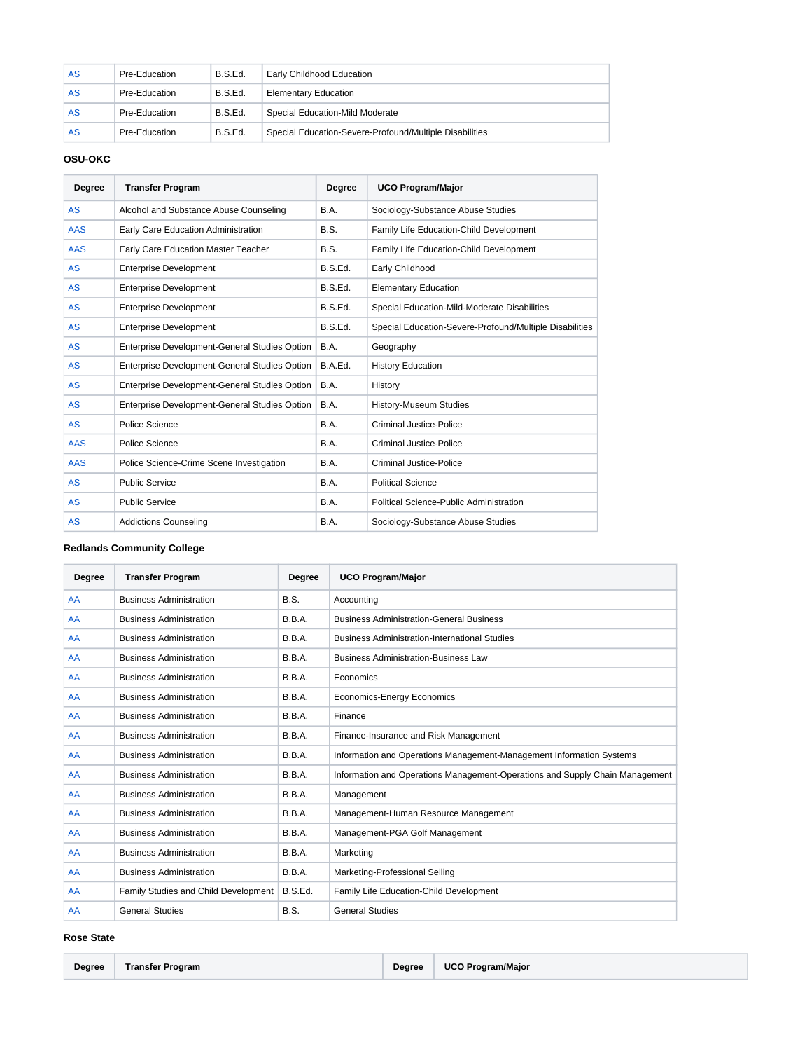| AS | Pre-Education | B.S.Ed. | Early Childhood Education |
|---|---|---|---|
| AS | Pre-Education | B.S.Ed. | Elementary Education |
| AS | Pre-Education | B.S.Ed. | Special Education-Mild Moderate |
| AS | Pre-Education | B.S.Ed. | Special Education-Severe-Profound/Multiple Disabilities |

**OSU-OKC**

| Degree | Transfer Program | Degree | UCO Program/Major |
|---|---|---|---|
| AS | Alcohol and Substance Abuse Counseling | B.A. | Sociology-Substance Abuse Studies |
| AAS | Early Care Education Administration | B.S. | Family Life Education-Child Development |
| AAS | Early Care Education Master Teacher | B.S. | Family Life Education-Child Development |
| AS | Enterprise Development | B.S.Ed. | Early Childhood |
| AS | Enterprise Development | B.S.Ed. | Elementary Education |
| AS | Enterprise Development | B.S.Ed. | Special Education-Mild-Moderate Disabilities |
| AS | Enterprise Development | B.S.Ed. | Special Education-Severe-Profound/Multiple Disabilities |
| AS | Enterprise Development-General Studies Option | B.A. | Geography |
| AS | Enterprise Development-General Studies Option | B.A.Ed. | History Education |
| AS | Enterprise Development-General Studies Option | B.A. | History |
| AS | Enterprise Development-General Studies Option | B.A. | History-Museum Studies |
| AS | Police Science | B.A. | Criminal Justice-Police |
| AAS | Police Science | B.A. | Criminal Justice-Police |
| AAS | Police Science-Crime Scene Investigation | B.A. | Criminal Justice-Police |
| AS | Public Service | B.A. | Political Science |
| AS | Public Service | B.A. | Political Science-Public Administration |
| AS | Addictions Counseling | B.A. | Sociology-Substance Abuse Studies |

**Redlands Community College**

| Degree | Transfer Program | Degree | UCO Program/Major |
|---|---|---|---|
| AA | Business Administration | B.S. | Accounting |
| AA | Business Administration | B.B.A. | Business Administration-General Business |
| AA | Business Administration | B.B.A. | Business Administration-International Studies |
| AA | Business Administration | B.B.A. | Business Administration-Business Law |
| AA | Business Administration | B.B.A. | Economics |
| AA | Business Administration | B.B.A. | Economics-Energy Economics |
| AA | Business Administration | B.B.A. | Finance |
| AA | Business Administration | B.B.A. | Finance-Insurance and Risk Management |
| AA | Business Administration | B.B.A. | Information and Operations Management-Management Information Systems |
| AA | Business Administration | B.B.A. | Information and Operations Management-Operations and Supply Chain Management |
| AA | Business Administration | B.B.A. | Management |
| AA | Business Administration | B.B.A. | Management-Human Resource Management |
| AA | Business Administration | B.B.A. | Management-PGA Golf Management |
| AA | Business Administration | B.B.A. | Marketing |
| AA | Business Administration | B.B.A. | Marketing-Professional Selling |
| AA | Family Studies and Child Development | B.S.Ed. | Family Life Education-Child Development |
| AA | General Studies | B.S. | General Studies |

**Rose State**

| Degree | Transfer Program | Degree | UCO Program/Major |
|---|---|---|---|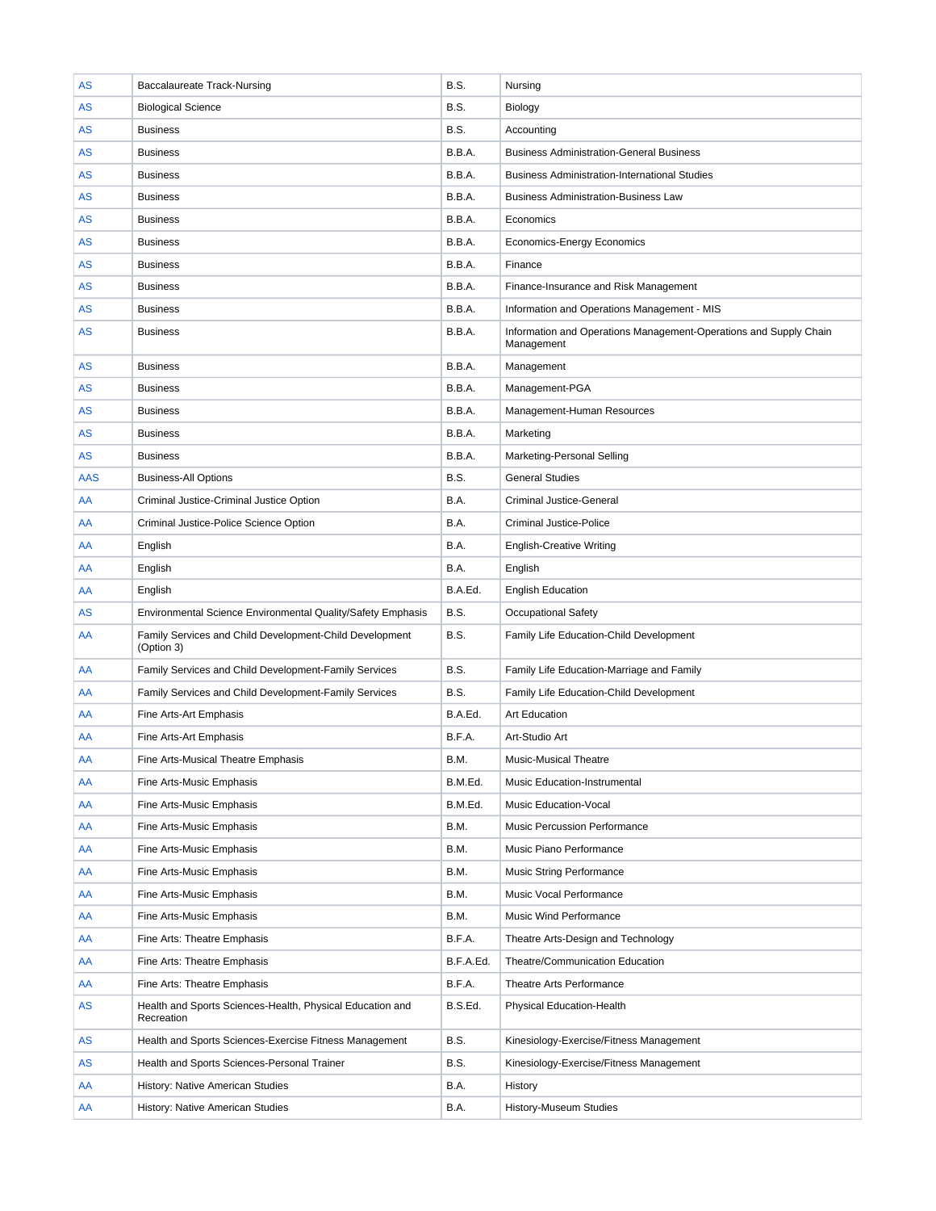| AS | Baccalaureate Track-Nursing | B.S. | Nursing |
|---|---|---|---|
| AS | Biological Science | B.S. | Biology |
| AS | Business | B.S. | Accounting |
| AS | Business | B.B.A. | Business Administration-General Business |
| AS | Business | B.B.A. | Business Administration-International Studies |
| AS | Business | B.B.A. | Business Administration-Business Law |
| AS | Business | B.B.A. | Economics |
| AS | Business | B.B.A. | Economics-Energy Economics |
| AS | Business | B.B.A. | Finance |
| AS | Business | B.B.A. | Finance-Insurance and Risk Management |
| AS | Business | B.B.A. | Information and Operations Management - MIS |
| AS | Business | B.B.A. | Information and Operations Management-Operations and Supply Chain Management |
| AS | Business | B.B.A. | Management |
| AS | Business | B.B.A. | Management-PGA |
| AS | Business | B.B.A. | Management-Human Resources |
| AS | Business | B.B.A. | Marketing |
| AS | Business | B.B.A. | Marketing-Personal Selling |
| AAS | Business-All Options | B.S. | General Studies |
| AA | Criminal Justice-Criminal Justice Option | B.A. | Criminal Justice-General |
| AA | Criminal Justice-Police Science Option | B.A. | Criminal Justice-Police |
| AA | English | B.A. | English-Creative Writing |
| AA | English | B.A. | English |
| AA | English | B.A.Ed. | English Education |
| AS | Environmental Science Environmental Quality/Safety Emphasis | B.S. | Occupational Safety |
| AA | Family Services and Child Development-Child Development (Option 3) | B.S. | Family Life Education-Child Development |
| AA | Family Services and Child Development-Family Services | B.S. | Family Life Education-Marriage and Family |
| AA | Family Services and Child Development-Family Services | B.S. | Family Life Education-Child Development |
| AA | Fine Arts-Art Emphasis | B.A.Ed. | Art Education |
| AA | Fine Arts-Art Emphasis | B.F.A. | Art-Studio Art |
| AA | Fine Arts-Musical Theatre Emphasis | B.M. | Music-Musical Theatre |
| AA | Fine Arts-Music Emphasis | B.M.Ed. | Music Education-Instrumental |
| AA | Fine Arts-Music Emphasis | B.M.Ed. | Music Education-Vocal |
| AA | Fine Arts-Music Emphasis | B.M. | Music Percussion Performance |
| AA | Fine Arts-Music Emphasis | B.M. | Music Piano Performance |
| AA | Fine Arts-Music Emphasis | B.M. | Music String Performance |
| AA | Fine Arts-Music Emphasis | B.M. | Music Vocal Performance |
| AA | Fine Arts-Music Emphasis | B.M. | Music Wind Performance |
| AA | Fine Arts: Theatre Emphasis | B.F.A. | Theatre Arts-Design and Technology |
| AA | Fine Arts: Theatre Emphasis | B.F.A.Ed. | Theatre/Communication Education |
| AA | Fine Arts: Theatre Emphasis | B.F.A. | Theatre Arts Performance |
| AS | Health and Sports Sciences-Health, Physical Education and Recreation | B.S.Ed. | Physical Education-Health |
| AS | Health and Sports Sciences-Exercise Fitness Management | B.S. | Kinesiology-Exercise/Fitness Management |
| AS | Health and Sports Sciences-Personal Trainer | B.S. | Kinesiology-Exercise/Fitness Management |
| AA | History: Native American Studies | B.A. | History |
| AA | History: Native American Studies | B.A. | History-Museum Studies |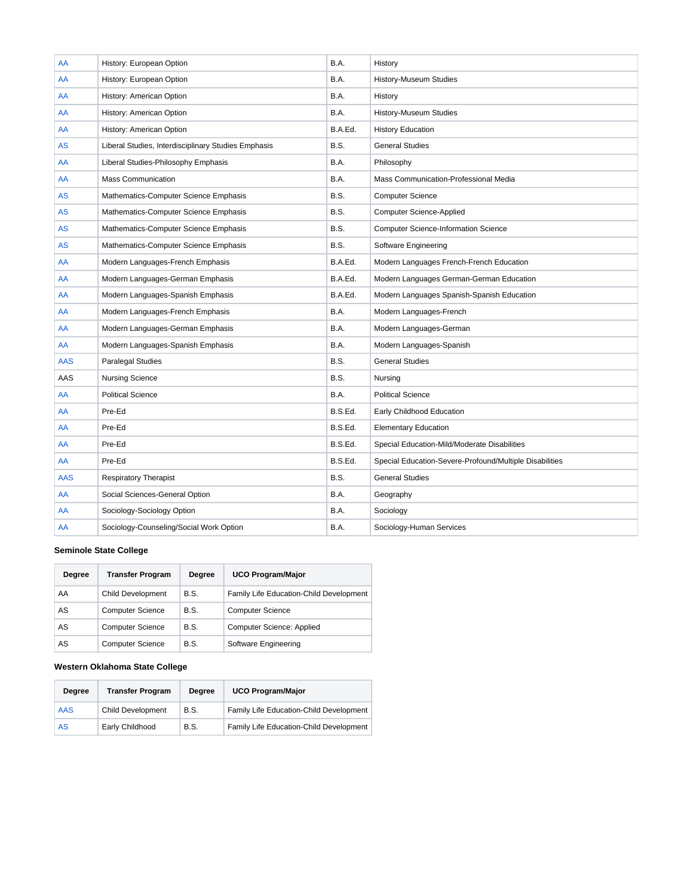| | | | |
|---|---|---|---|
| AA | History: European Option | B.A. | History |
| AA | History: European Option | B.A. | History-Museum Studies |
| AA | History: American Option | B.A. | History |
| AA | History: American Option | B.A. | History-Museum Studies |
| AA | History: American Option | B.A.Ed. | History Education |
| AS | Liberal Studies, Interdisciplinary Studies Emphasis | B.S. | General Studies |
| AA | Liberal Studies-Philosophy Emphasis | B.A. | Philosophy |
| AA | Mass Communication | B.A. | Mass Communication-Professional Media |
| AS | Mathematics-Computer Science Emphasis | B.S. | Computer Science |
| AS | Mathematics-Computer Science Emphasis | B.S. | Computer Science-Applied |
| AS | Mathematics-Computer Science Emphasis | B.S. | Computer Science-Information Science |
| AS | Mathematics-Computer Science Emphasis | B.S. | Software Engineering |
| AA | Modern Languages-French Emphasis | B.A.Ed. | Modern Languages French-French Education |
| AA | Modern Languages-German Emphasis | B.A.Ed. | Modern Languages German-German Education |
| AA | Modern Languages-Spanish Emphasis | B.A.Ed. | Modern Languages Spanish-Spanish Education |
| AA | Modern Languages-French Emphasis | B.A. | Modern Languages-French |
| AA | Modern Languages-German Emphasis | B.A. | Modern Languages-German |
| AA | Modern Languages-Spanish Emphasis | B.A. | Modern Languages-Spanish |
| AAS | Paralegal Studies | B.S. | General Studies |
| AAS | Nursing Science | B.S. | Nursing |
| AA | Political Science | B.A. | Political Science |
| AA | Pre-Ed | B.S.Ed. | Early Childhood Education |
| AA | Pre-Ed | B.S.Ed. | Elementary Education |
| AA | Pre-Ed | B.S.Ed. | Special Education-Mild/Moderate Disabilities |
| AA | Pre-Ed | B.S.Ed. | Special Education-Severe-Profound/Multiple Disabilities |
| AAS | Respiratory Therapist | B.S. | General Studies |
| AA | Social Sciences-General Option | B.A. | Geography |
| AA | Sociology-Sociology Option | B.A. | Sociology |
| AA | Sociology-Counseling/Social Work Option | B.A. | Sociology-Human Services |

**Seminole State College**

| Degree | Transfer Program | Degree | UCO Program/Major |
|---|---|---|---|
| AA | Child Development | B.S. | Family Life Education-Child Development |
| AS | Computer Science | B.S. | Computer Science |
| AS | Computer Science | B.S. | Computer Science: Applied |
| AS | Computer Science | B.S. | Software Engineering |

**Western Oklahoma State College**

| Degree | Transfer Program | Degree | UCO Program/Major |
|---|---|---|---|
| AAS | Child Development | B.S. | Family Life Education-Child Development |
| AS | Early Childhood | B.S. | Family Life Education-Child Development |